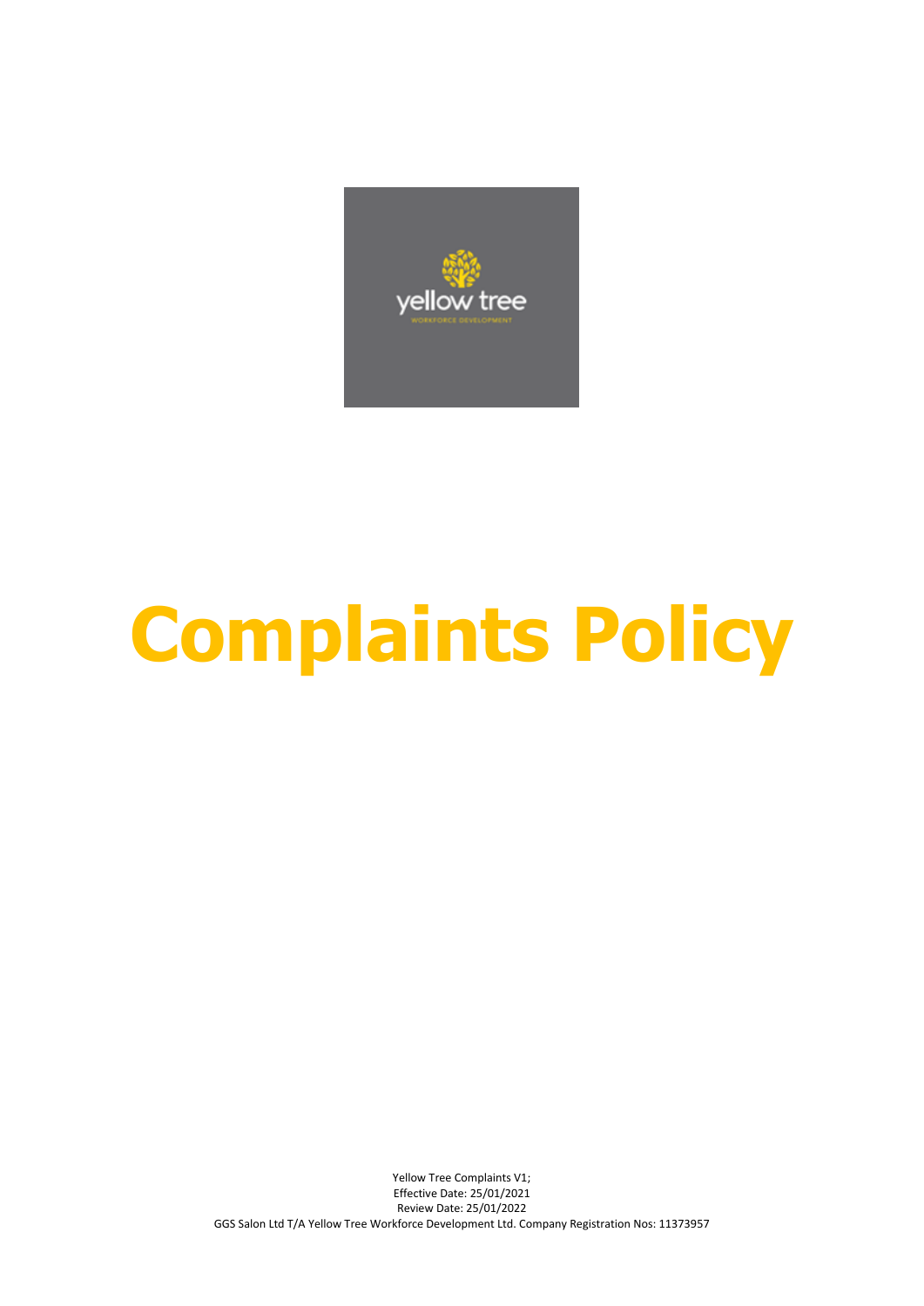# Complaints Policy

Yellow Tree Complaints V1;
Effective Date: 25/01/2021
Review Date: 25/01/2022
GGS Salon Ltd T/A Yellow Tree Workforce Development Ltd. Company Registration Nos: 11373957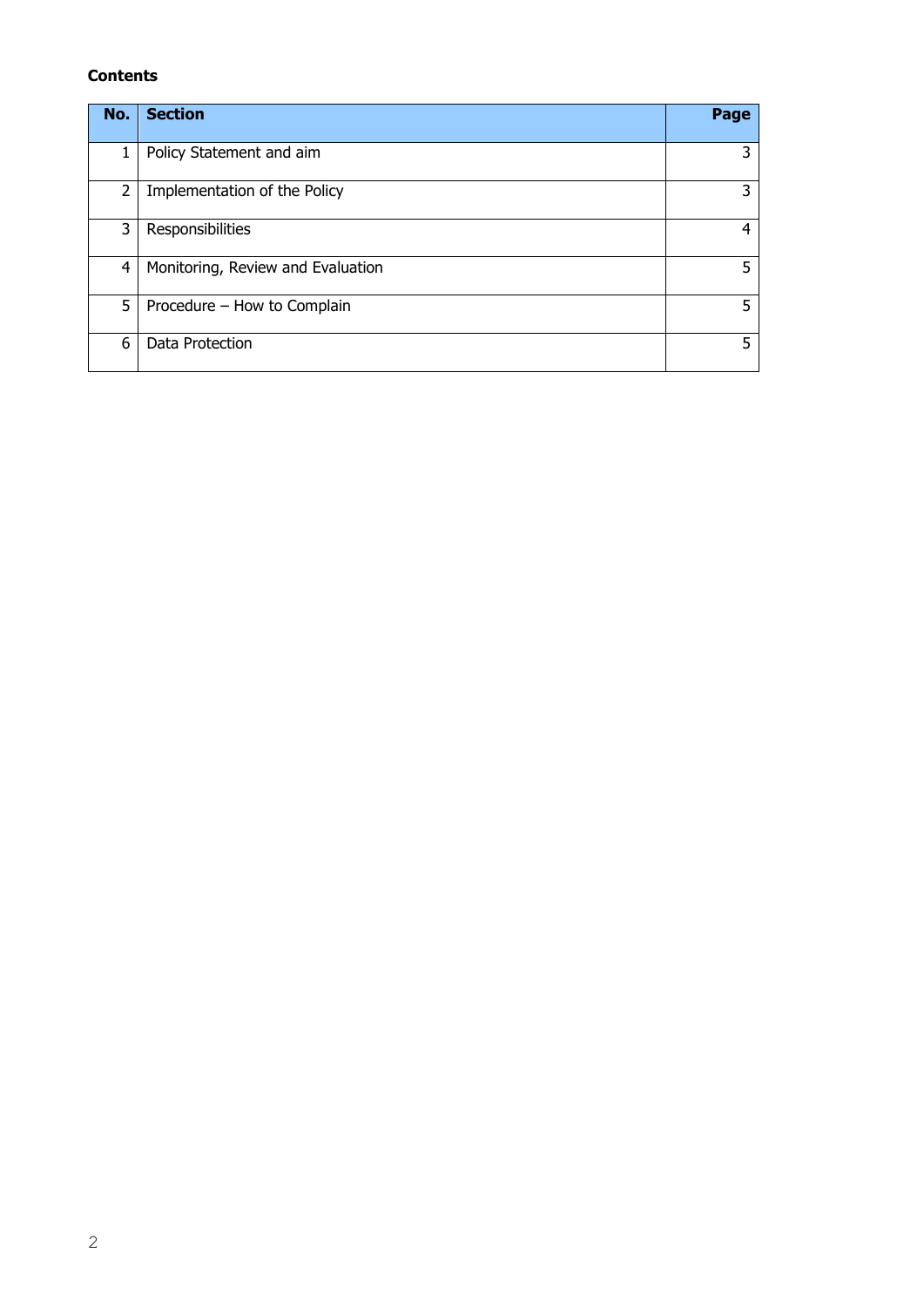**Contents**

| No. | Section | Page |
|---|---|---|
| 1 | Policy Statement and aim | 3 |
| 2 | Implementation of the Policy | 3 |
| 3 | Responsibilities | 4 |
| 4 | Monitoring, Review and Evaluation | 5 |
| 5 | Procedure – How to Complain | 5 |
| 6 | Data Protection | 5 |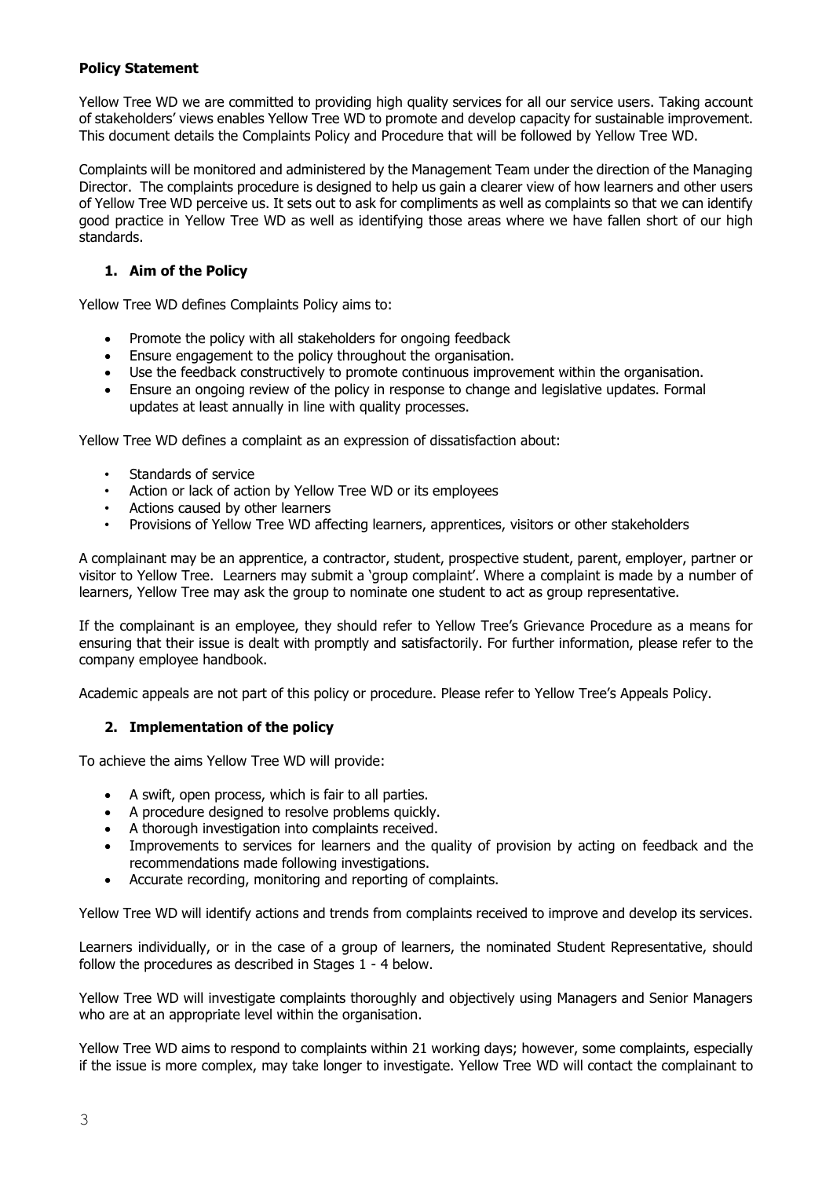**Policy Statement**

Yellow Tree WD we are committed to providing high quality services for all our service users. Taking account of stakeholders' views enables Yellow Tree WD to promote and develop capacity for sustainable improvement. This document details the Complaints Policy and Procedure that will be followed by Yellow Tree WD.

Complaints will be monitored and administered by the Management Team under the direction of the Managing Director. The complaints procedure is designed to help us gain a clearer view of how learners and other users of Yellow Tree WD perceive us. It sets out to ask for compliments as well as complaints so that we can identify good practice in Yellow Tree WD as well as identifying those areas where we have fallen short of our high standards.

## 1. Aim of the Policy

Yellow Tree WD defines Complaints Policy aims to:

- Promote the policy with all stakeholders for ongoing feedback
- Ensure engagement to the policy throughout the organisation.
- Use the feedback constructively to promote continuous improvement within the organisation.
- Ensure an ongoing review of the policy in response to change and legislative updates. Formal updates at least annually in line with quality processes.

Yellow Tree WD defines a complaint as an expression of dissatisfaction about:

- Standards of service
- Action or lack of action by Yellow Tree WD or its employees
- Actions caused by other learners
- Provisions of Yellow Tree WD affecting learners, apprentices, visitors or other stakeholders

A complainant may be an apprentice, a contractor, student, prospective student, parent, employer, partner or visitor to Yellow Tree. Learners may submit a 'group complaint'. Where a complaint is made by a number of learners, Yellow Tree may ask the group to nominate one student to act as group representative.

If the complainant is an employee, they should refer to Yellow Tree's Grievance Procedure as a means for ensuring that their issue is dealt with promptly and satisfactorily. For further information, please refer to the company employee handbook.

Academic appeals are not part of this policy or procedure. Please refer to Yellow Tree's Appeals Policy.

## 2. Implementation of the policy

To achieve the aims Yellow Tree WD will provide:

- A swift, open process, which is fair to all parties.
- A procedure designed to resolve problems quickly.
- A thorough investigation into complaints received.
- Improvements to services for learners and the quality of provision by acting on feedback and the recommendations made following investigations.
- Accurate recording, monitoring and reporting of complaints.

Yellow Tree WD will identify actions and trends from complaints received to improve and develop its services.

Learners individually, or in the case of a group of learners, the nominated Student Representative, should follow the procedures as described in Stages 1 - 4 below.

Yellow Tree WD will investigate complaints thoroughly and objectively using Managers and Senior Managers who are at an appropriate level within the organisation.

Yellow Tree WD aims to respond to complaints within 21 working days; however, some complaints, especially if the issue is more complex, may take longer to investigate. Yellow Tree WD will contact the complainant to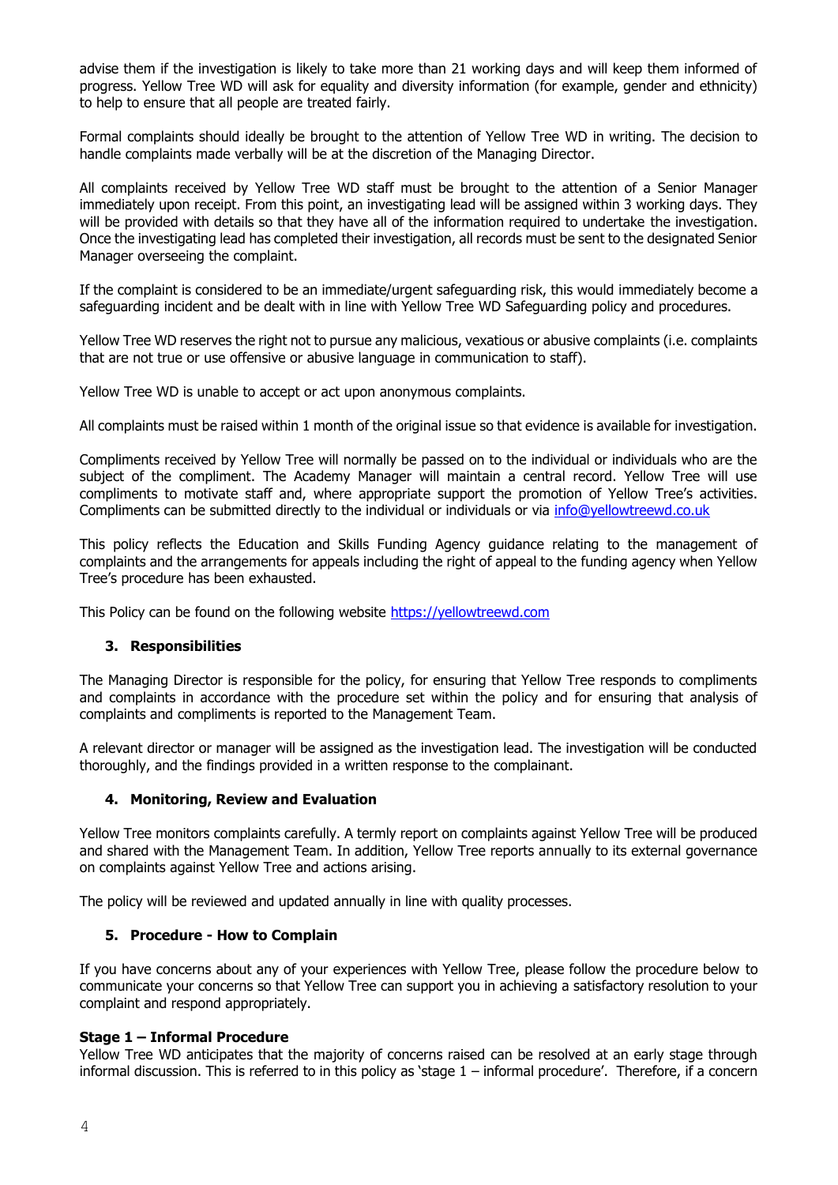advise them if the investigation is likely to take more than 21 working days and will keep them informed of progress. Yellow Tree WD will ask for equality and diversity information (for example, gender and ethnicity) to help to ensure that all people are treated fairly.

Formal complaints should ideally be brought to the attention of Yellow Tree WD in writing. The decision to handle complaints made verbally will be at the discretion of the Managing Director.

All complaints received by Yellow Tree WD staff must be brought to the attention of a Senior Manager immediately upon receipt. From this point, an investigating lead will be assigned within 3 working days. They will be provided with details so that they have all of the information required to undertake the investigation. Once the investigating lead has completed their investigation, all records must be sent to the designated Senior Manager overseeing the complaint.

If the complaint is considered to be an immediate/urgent safeguarding risk, this would immediately become a safeguarding incident and be dealt with in line with Yellow Tree WD Safeguarding policy and procedures.

Yellow Tree WD reserves the right not to pursue any malicious, vexatious or abusive complaints (i.e. complaints that are not true or use offensive or abusive language in communication to staff).

Yellow Tree WD is unable to accept or act upon anonymous complaints.

All complaints must be raised within 1 month of the original issue so that evidence is available for investigation.

Compliments received by Yellow Tree will normally be passed on to the individual or individuals who are the subject of the compliment. The Academy Manager will maintain a central record. Yellow Tree will use compliments to motivate staff and, where appropriate support the promotion of Yellow Tree's activities. Compliments can be submitted directly to the individual or individuals or via info@yellowtreewd.co.uk

This policy reflects the Education and Skills Funding Agency guidance relating to the management of complaints and the arrangements for appeals including the right of appeal to the funding agency when Yellow Tree's procedure has been exhausted.

This Policy can be found on the following website https://yellowtreewd.com

## 3. Responsibilities

The Managing Director is responsible for the policy, for ensuring that Yellow Tree responds to compliments and complaints in accordance with the procedure set within the policy and for ensuring that analysis of complaints and compliments is reported to the Management Team.

A relevant director or manager will be assigned as the investigation lead. The investigation will be conducted thoroughly, and the findings provided in a written response to the complainant.

## 4. Monitoring, Review and Evaluation

Yellow Tree monitors complaints carefully. A termly report on complaints against Yellow Tree will be produced and shared with the Management Team. In addition, Yellow Tree reports annually to its external governance on complaints against Yellow Tree and actions arising.

The policy will be reviewed and updated annually in line with quality processes.

## 5. Procedure - How to Complain

If you have concerns about any of your experiences with Yellow Tree, please follow the procedure below to communicate your concerns so that Yellow Tree can support you in achieving a satisfactory resolution to your complaint and respond appropriately.

**Stage 1 – Informal Procedure**

Yellow Tree WD anticipates that the majority of concerns raised can be resolved at an early stage through informal discussion. This is referred to in this policy as 'stage 1 – informal procedure'. Therefore, if a concern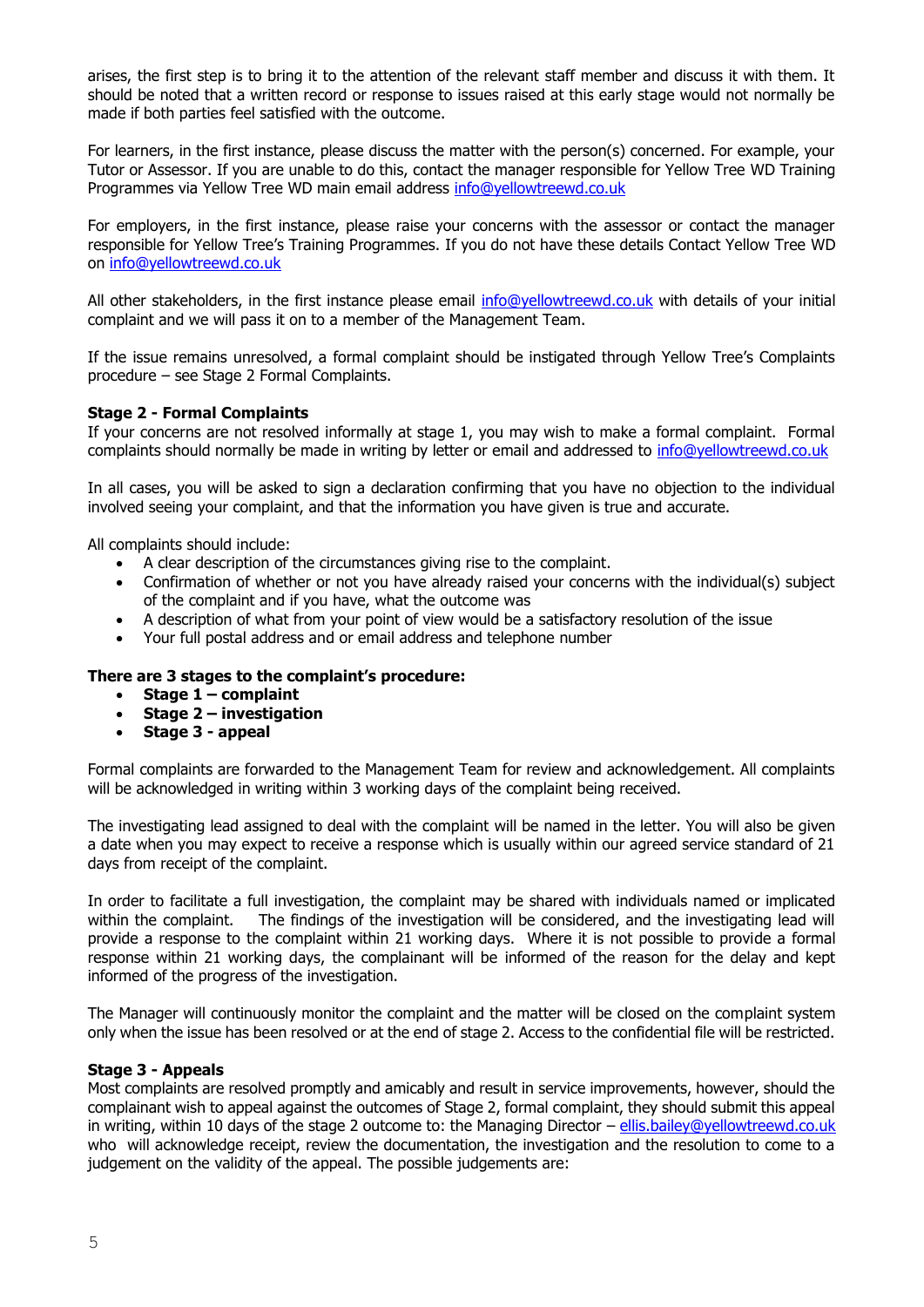arises, the first step is to bring it to the attention of the relevant staff member and discuss it with them. It should be noted that a written record or response to issues raised at this early stage would not normally be made if both parties feel satisfied with the outcome.

For learners, in the first instance, please discuss the matter with the person(s) concerned. For example, your Tutor or Assessor. If you are unable to do this, contact the manager responsible for Yellow Tree WD Training Programmes via Yellow Tree WD main email address info@yellowtreewd.co.uk

For employers, in the first instance, please raise your concerns with the assessor or contact the manager responsible for Yellow Tree's Training Programmes. If you do not have these details Contact Yellow Tree WD on info@yellowtreewd.co.uk

All other stakeholders, in the first instance please email info@yellowtreewd.co.uk with details of your initial complaint and we will pass it on to a member of the Management Team.

If the issue remains unresolved, a formal complaint should be instigated through Yellow Tree's Complaints procedure – see Stage 2 Formal Complaints.

**Stage 2 - Formal Complaints**

If your concerns are not resolved informally at stage 1, you may wish to make a formal complaint. Formal complaints should normally be made in writing by letter or email and addressed to info@yellowtreewd.co.uk

In all cases, you will be asked to sign a declaration confirming that you have no objection to the individual involved seeing your complaint, and that the information you have given is true and accurate.

All complaints should include:

- A clear description of the circumstances giving rise to the complaint.
- Confirmation of whether or not you have already raised your concerns with the individual(s) subject of the complaint and if you have, what the outcome was
- A description of what from your point of view would be a satisfactory resolution of the issue
- Your full postal address and or email address and telephone number

**There are 3 stages to the complaint's procedure:**

- **Stage 1 – complaint**
- **Stage 2 – investigation**
- **Stage 3 - appeal**

Formal complaints are forwarded to the Management Team for review and acknowledgement. All complaints will be acknowledged in writing within 3 working days of the complaint being received.

The investigating lead assigned to deal with the complaint will be named in the letter. You will also be given a date when you may expect to receive a response which is usually within our agreed service standard of 21 days from receipt of the complaint.

In order to facilitate a full investigation, the complaint may be shared with individuals named or implicated within the complaint. The findings of the investigation will be considered, and the investigating lead will provide a response to the complaint within 21 working days. Where it is not possible to provide a formal response within 21 working days, the complainant will be informed of the reason for the delay and kept informed of the progress of the investigation.

The Manager will continuously monitor the complaint and the matter will be closed on the complaint system only when the issue has been resolved or at the end of stage 2. Access to the confidential file will be restricted.

**Stage 3 - Appeals**

Most complaints are resolved promptly and amicably and result in service improvements, however, should the complainant wish to appeal against the outcomes of Stage 2, formal complaint, they should submit this appeal in writing, within 10 days of the stage 2 outcome to: the Managing Director – ellis.bailey@yellowtreewd.co.uk who will acknowledge receipt, review the documentation, the investigation and the resolution to come to a judgement on the validity of the appeal. The possible judgements are: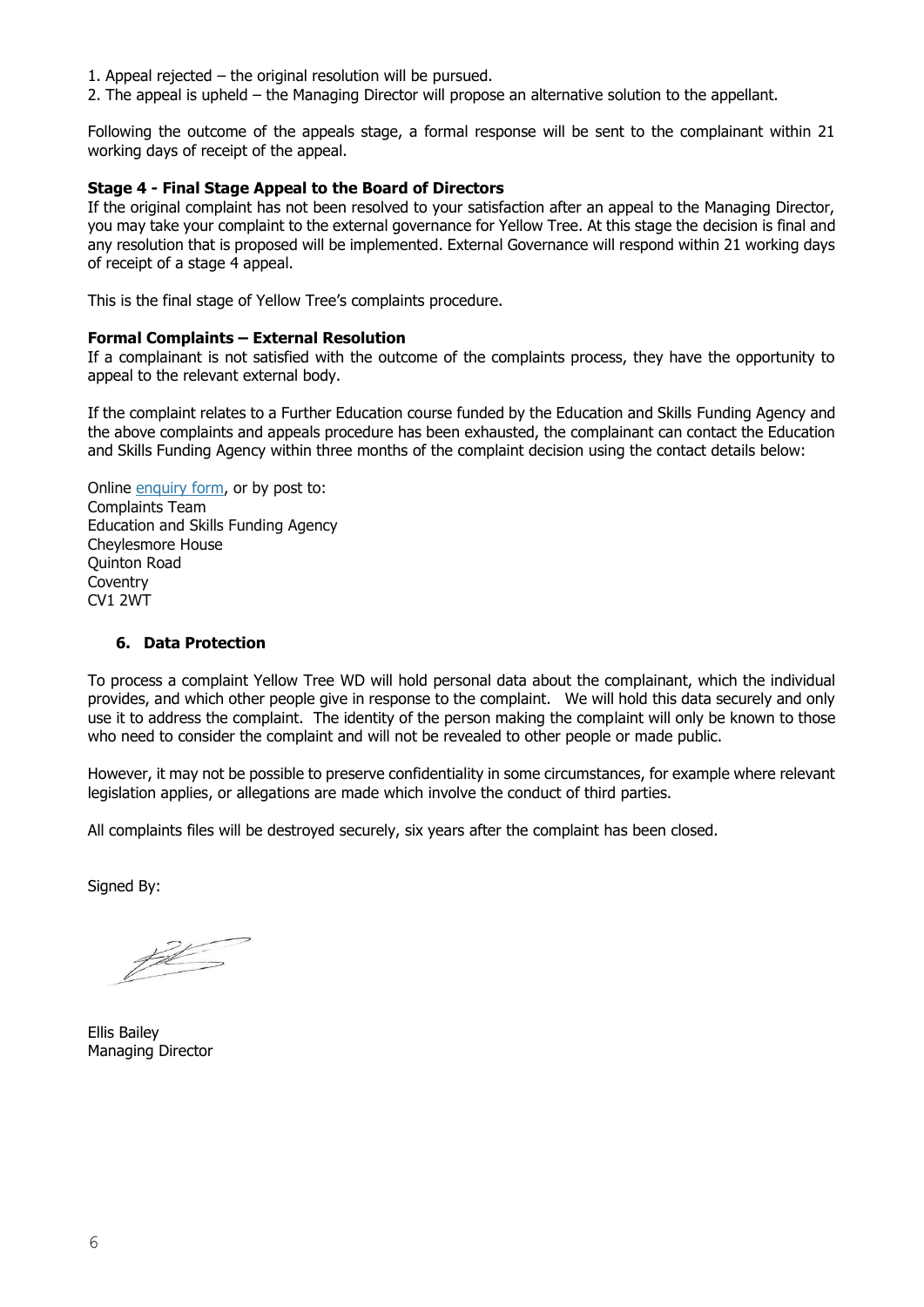1. Appeal rejected – the original resolution will be pursued.
2. The appeal is upheld – the Managing Director will propose an alternative solution to the appellant.

Following the outcome of the appeals stage, a formal response will be sent to the complainant within 21 working days of receipt of the appeal.

**Stage 4 - Final Stage Appeal to the Board of Directors**
If the original complaint has not been resolved to your satisfaction after an appeal to the Managing Director, you may take your complaint to the external governance for Yellow Tree. At this stage the decision is final and any resolution that is proposed will be implemented. External Governance will respond within 21 working days of receipt of a stage 4 appeal.

This is the final stage of Yellow Tree's complaints procedure.

**Formal Complaints – External Resolution**
If a complainant is not satisfied with the outcome of the complaints process, they have the opportunity to appeal to the relevant external body.

If the complaint relates to a Further Education course funded by the Education and Skills Funding Agency and the above complaints and appeals procedure has been exhausted, the complainant can contact the Education and Skills Funding Agency within three months of the complaint decision using the contact details below:

Online enquiry form, or by post to:
Complaints Team
Education and Skills Funding Agency
Cheylesmore House
Quinton Road
Coventry
CV1 2WT

## 6. Data Protection

To process a complaint Yellow Tree WD will hold personal data about the complainant, which the individual provides, and which other people give in response to the complaint. We will hold this data securely and only use it to address the complaint. The identity of the person making the complaint will only be known to those who need to consider the complaint and will not be revealed to other people or made public.

However, it may not be possible to preserve confidentiality in some circumstances, for example where relevant legislation applies, or allegations are made which involve the conduct of third parties.

All complaints files will be destroyed securely, six years after the complaint has been closed.

Signed By:

Ellis Bailey
Managing Director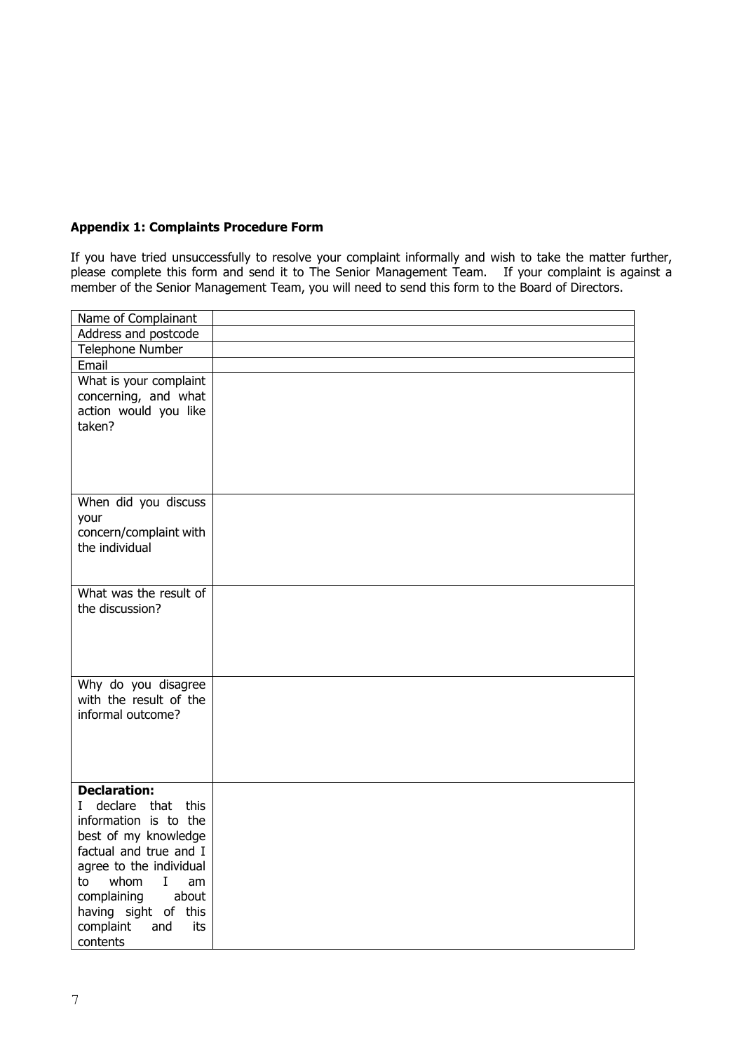### Appendix 1: Complaints Procedure Form

If you have tried unsuccessfully to resolve your complaint informally and wish to take the matter further, please complete this form and send it to The Senior Management Team. If your complaint is against a member of the Senior Management Team, you will need to send this form to the Board of Directors.

| | |
|---|---|
| Name of Complainant | |
| Address and postcode | |
| Telephone Number | |
| Email | |
| What is your complaint concerning, and what action would you like taken? | |
| When did you discuss your concern/complaint with the individual | |
| What was the result of the discussion? | |
| Why do you disagree with the result of the informal outcome? | |
| **Declaration:** I declare that this information is to the best of my knowledge factual and true and I agree to the individual to whom I am complaining about having sight of this complaint and its contents | |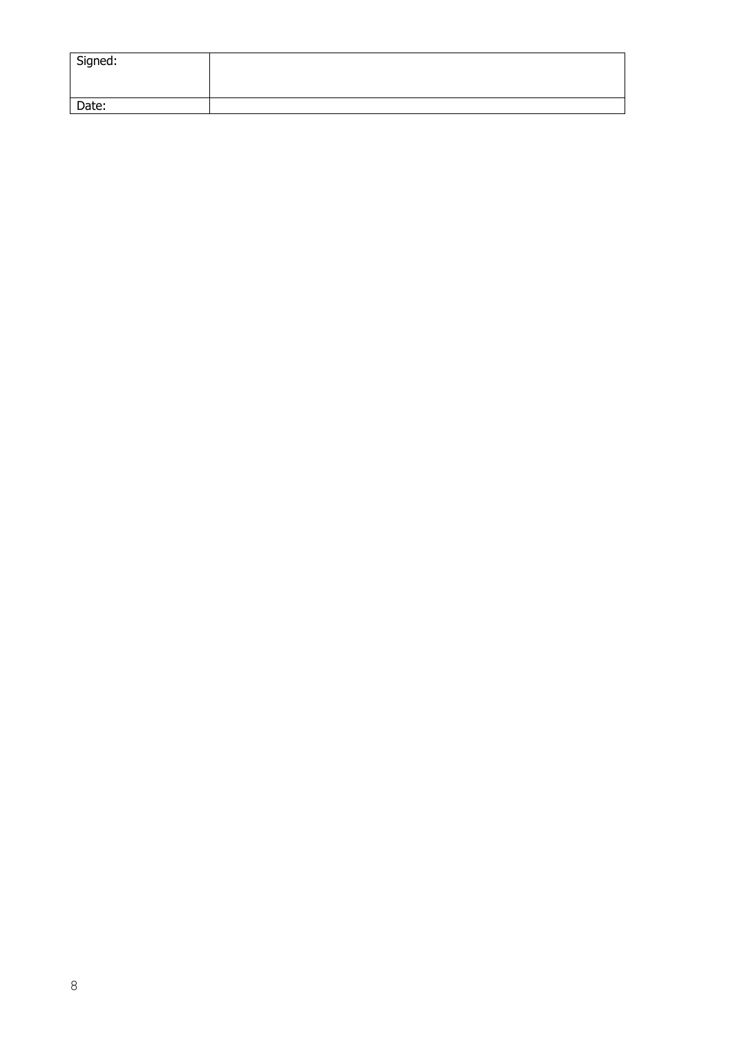| | |
|---|---|
| Signed: | |
| Date: | |